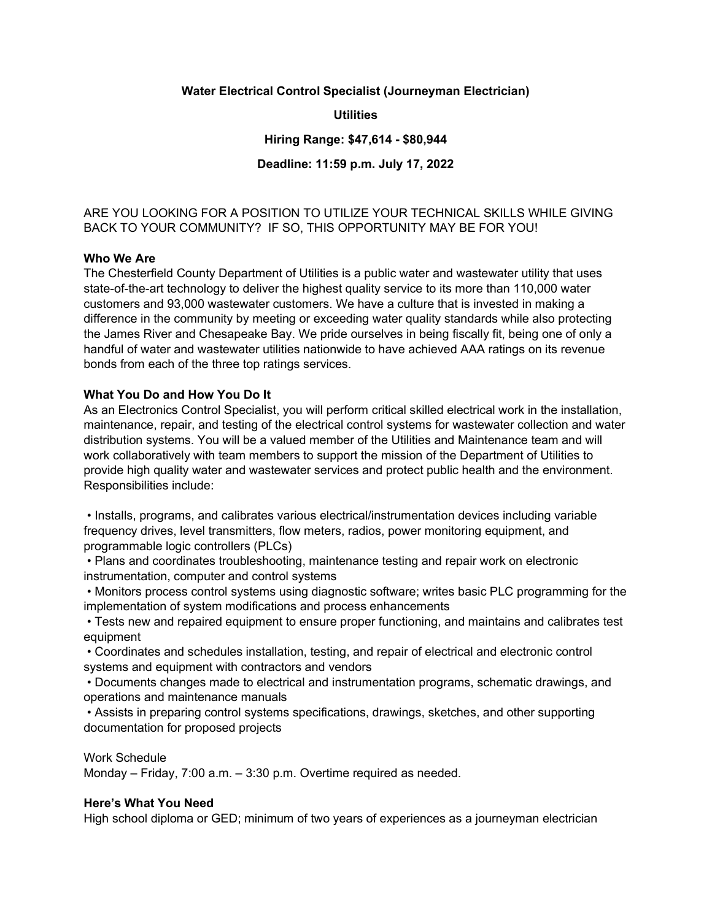**Water Electrical Control Specialist (Journeyman Electrician)**

**Utilities**

**Hiring Range: $47,614 - $80,944**

**Deadline: 11:59 p.m. July 17, 2022**

ARE YOU LOOKING FOR A POSITION TO UTILIZE YOUR TECHNICAL SKILLS WHILE GIVING BACK TO YOUR COMMUNITY? IF SO, THIS OPPORTUNITY MAY BE FOR YOU!

**Who We Are**

The Chesterfield County Department of Utilities is a public water and wastewater utility that uses state-of-the-art technology to deliver the highest quality service to its more than 110,000 water customers and 93,000 wastewater customers. We have a culture that is invested in making a difference in the community by meeting or exceeding water quality standards while also protecting the James River and Chesapeake Bay. We pride ourselves in being fiscally fit, being one of only a handful of water and wastewater utilities nationwide to have achieved AAA ratings on its revenue bonds from each of the three top ratings services.

**What You Do and How You Do It**

As an Electronics Control Specialist, you will perform critical skilled electrical work in the installation, maintenance, repair, and testing of the electrical control systems for wastewater collection and water distribution systems. You will be a valued member of the Utilities and Maintenance team and will work collaboratively with team members to support the mission of the Department of Utilities to provide high quality water and wastewater services and protect public health and the environment. Responsibilities include:

- Installs, programs, and calibrates various electrical/instrumentation devices including variable frequency drives, level transmitters, flow meters, radios, power monitoring equipment, and programmable logic controllers (PLCs)
- Plans and coordinates troubleshooting, maintenance testing and repair work on electronic instrumentation, computer and control systems
- Monitors process control systems using diagnostic software; writes basic PLC programming for the implementation of system modifications and process enhancements
- Tests new and repaired equipment to ensure proper functioning, and maintains and calibrates test equipment
- Coordinates and schedules installation, testing, and repair of electrical and electronic control systems and equipment with contractors and vendors
- Documents changes made to electrical and instrumentation programs, schematic drawings, and operations and maintenance manuals
- Assists in preparing control systems specifications, drawings, sketches, and other supporting documentation for proposed projects

Work Schedule

Monday – Friday, 7:00 a.m. – 3:30 p.m. Overtime required as needed.

**Here's What You Need**

High school diploma or GED; minimum of two years of experiences as a journeyman electrician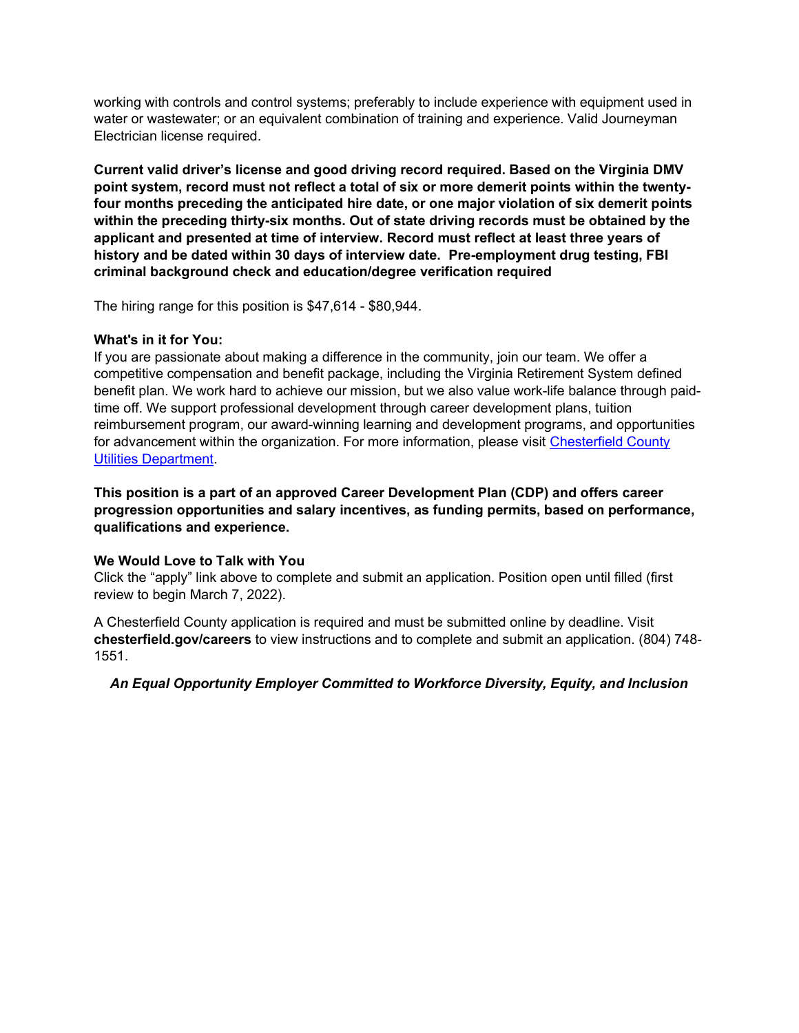working with controls and control systems; preferably to include experience with equipment used in water or wastewater; or an equivalent combination of training and experience. Valid Journeyman Electrician license required.

**Current valid driver's license and good driving record required. Based on the Virginia DMV point system, record must not reflect a total of six or more demerit points within the twenty-four months preceding the anticipated hire date, or one major violation of six demerit points within the preceding thirty-six months. Out of state driving records must be obtained by the applicant and presented at time of interview. Record must reflect at least three years of history and be dated within 30 days of interview date. Pre-employment drug testing, FBI criminal background check and education/degree verification required**

The hiring range for this position is $47,614 - $80,944.

**What's in it for You:**
If you are passionate about making a difference in the community, join our team. We offer a competitive compensation and benefit package, including the Virginia Retirement System defined benefit plan. We work hard to achieve our mission, but we also value work-life balance through paid-time off. We support professional development through career development plans, tuition reimbursement program, our award-winning learning and development programs, and opportunities for advancement within the organization. For more information, please visit Chesterfield County Utilities Department.

**This position is a part of an approved Career Development Plan (CDP) and offers career progression opportunities and salary incentives, as funding permits, based on performance, qualifications and experience.**

**We Would Love to Talk with You**
Click the "apply" link above to complete and submit an application. Position open until filled (first review to begin March 7, 2022).

A Chesterfield County application is required and must be submitted online by deadline. Visit **chesterfield.gov/careers** to view instructions and to complete and submit an application. (804) 748-1551.

***An Equal Opportunity Employer Committed to Workforce Diversity, Equity, and Inclusion***